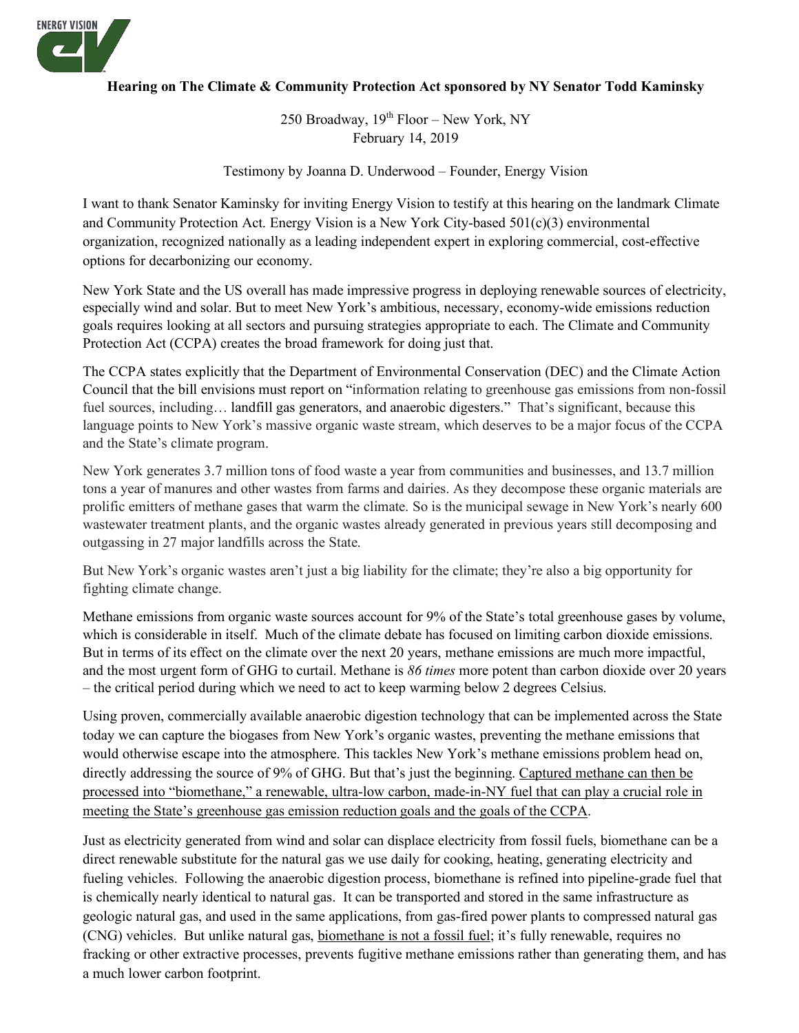**Hearing on The Climate & Community Protection Act sponsored by NY Senator Todd Kaminsky**

250 Broadway, 19th Floor – New York, NY
February 14, 2019

Testimony by Joanna D. Underwood – Founder, Energy Vision

I want to thank Senator Kaminsky for inviting Energy Vision to testify at this hearing on the landmark Climate and Community Protection Act. Energy Vision is a New York City-based 501(c)(3) environmental organization, recognized nationally as a leading independent expert in exploring commercial, cost-effective options for decarbonizing our economy.

New York State and the US overall has made impressive progress in deploying renewable sources of electricity, especially wind and solar. But to meet New York's ambitious, necessary, economy-wide emissions reduction goals requires looking at all sectors and pursuing strategies appropriate to each. The Climate and Community Protection Act (CCPA) creates the broad framework for doing just that.

The CCPA states explicitly that the Department of Environmental Conservation (DEC) and the Climate Action Council that the bill envisions must report on "information relating to greenhouse gas emissions from non-fossil fuel sources, including… landfill gas generators, and anaerobic digesters." That's significant, because this language points to New York's massive organic waste stream, which deserves to be a major focus of the CCPA and the State's climate program.

New York generates 3.7 million tons of food waste a year from communities and businesses, and 13.7 million tons a year of manures and other wastes from farms and dairies. As they decompose these organic materials are prolific emitters of methane gases that warm the climate. So is the municipal sewage in New York's nearly 600 wastewater treatment plants, and the organic wastes already generated in previous years still decomposing and outgassing in 27 major landfills across the State.

But New York's organic wastes aren't just a big liability for the climate; they're also a big opportunity for fighting climate change.

Methane emissions from organic waste sources account for 9% of the State's total greenhouse gases by volume, which is considerable in itself. Much of the climate debate has focused on limiting carbon dioxide emissions. But in terms of its effect on the climate over the next 20 years, methane emissions are much more impactful, and the most urgent form of GHG to curtail. Methane is *86 times* more potent than carbon dioxide over 20 years – the critical period during which we need to act to keep warming below 2 degrees Celsius.

Using proven, commercially available anaerobic digestion technology that can be implemented across the State today we can capture the biogases from New York's organic wastes, preventing the methane emissions that would otherwise escape into the atmosphere. This tackles New York's methane emissions problem head on, directly addressing the source of 9% of GHG. But that's just the beginning. <u>Captured methane can then be processed into "biomethane," a renewable, ultra-low carbon, made-in-NY fuel that can play a crucial role in meeting the State's greenhouse gas emission reduction goals and the goals of the CCPA</u>.

Just as electricity generated from wind and solar can displace electricity from fossil fuels, biomethane can be a direct renewable substitute for the natural gas we use daily for cooking, heating, generating electricity and fueling vehicles. Following the anaerobic digestion process, biomethane is refined into pipeline-grade fuel that is chemically nearly identical to natural gas. It can be transported and stored in the same infrastructure as geologic natural gas, and used in the same applications, from gas-fired power plants to compressed natural gas (CNG) vehicles. But unlike natural gas, <u>biomethane is not a fossil fuel</u>; it's fully renewable, requires no fracking or other extractive processes, prevents fugitive methane emissions rather than generating them, and has a much lower carbon footprint.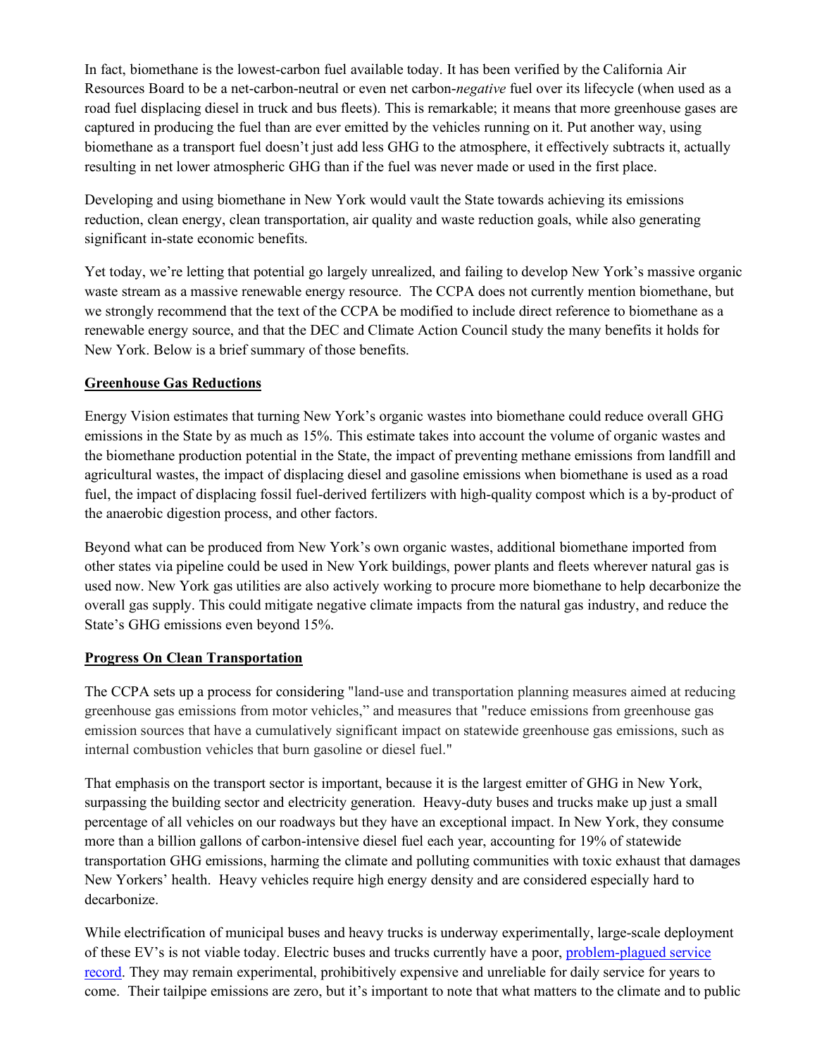In fact, biomethane is the lowest-carbon fuel available today. It has been verified by the California Air Resources Board to be a net-carbon-neutral or even net carbon-*negative* fuel over its lifecycle (when used as a road fuel displacing diesel in truck and bus fleets). This is remarkable; it means that more greenhouse gases are captured in producing the fuel than are ever emitted by the vehicles running on it. Put another way, using biomethane as a transport fuel doesn't just add less GHG to the atmosphere, it effectively subtracts it, actually resulting in net lower atmospheric GHG than if the fuel was never made or used in the first place.

Developing and using biomethane in New York would vault the State towards achieving its emissions reduction, clean energy, clean transportation, air quality and waste reduction goals, while also generating significant in-state economic benefits.

Yet today, we're letting that potential go largely unrealized, and failing to develop New York's massive organic waste stream as a massive renewable energy resource. The CCPA does not currently mention biomethane, but we strongly recommend that the text of the CCPA be modified to include direct reference to biomethane as a renewable energy source, and that the DEC and Climate Action Council study the many benefits it holds for New York. Below is a brief summary of those benefits.

## Greenhouse Gas Reductions

Energy Vision estimates that turning New York's organic wastes into biomethane could reduce overall GHG emissions in the State by as much as 15%. This estimate takes into account the volume of organic wastes and the biomethane production potential in the State, the impact of preventing methane emissions from landfill and agricultural wastes, the impact of displacing diesel and gasoline emissions when biomethane is used as a road fuel, the impact of displacing fossil fuel-derived fertilizers with high-quality compost which is a by-product of the anaerobic digestion process, and other factors.

Beyond what can be produced from New York's own organic wastes, additional biomethane imported from other states via pipeline could be used in New York buildings, power plants and fleets wherever natural gas is used now. New York gas utilities are also actively working to procure more biomethane to help decarbonize the overall gas supply. This could mitigate negative climate impacts from the natural gas industry, and reduce the State's GHG emissions even beyond 15%.

## Progress On Clean Transportation

The CCPA sets up a process for considering "land-use and transportation planning measures aimed at reducing greenhouse gas emissions from motor vehicles," and measures that "reduce emissions from greenhouse gas emission sources that have a cumulatively significant impact on statewide greenhouse gas emissions, such as internal combustion vehicles that burn gasoline or diesel fuel."

That emphasis on the transport sector is important, because it is the largest emitter of GHG in New York, surpassing the building sector and electricity generation. Heavy-duty buses and trucks make up just a small percentage of all vehicles on our roadways but they have an exceptional impact. In New York, they consume more than a billion gallons of carbon-intensive diesel fuel each year, accounting for 19% of statewide transportation GHG emissions, harming the climate and polluting communities with toxic exhaust that damages New Yorkers' health. Heavy vehicles require high energy density and are considered especially hard to decarbonize.

While electrification of municipal buses and heavy trucks is underway experimentally, large-scale deployment of these EV's is not viable today. Electric buses and trucks currently have a poor, problem-plagued service record. They may remain experimental, prohibitively expensive and unreliable for daily service for years to come. Their tailpipe emissions are zero, but it's important to note that what matters to the climate and to public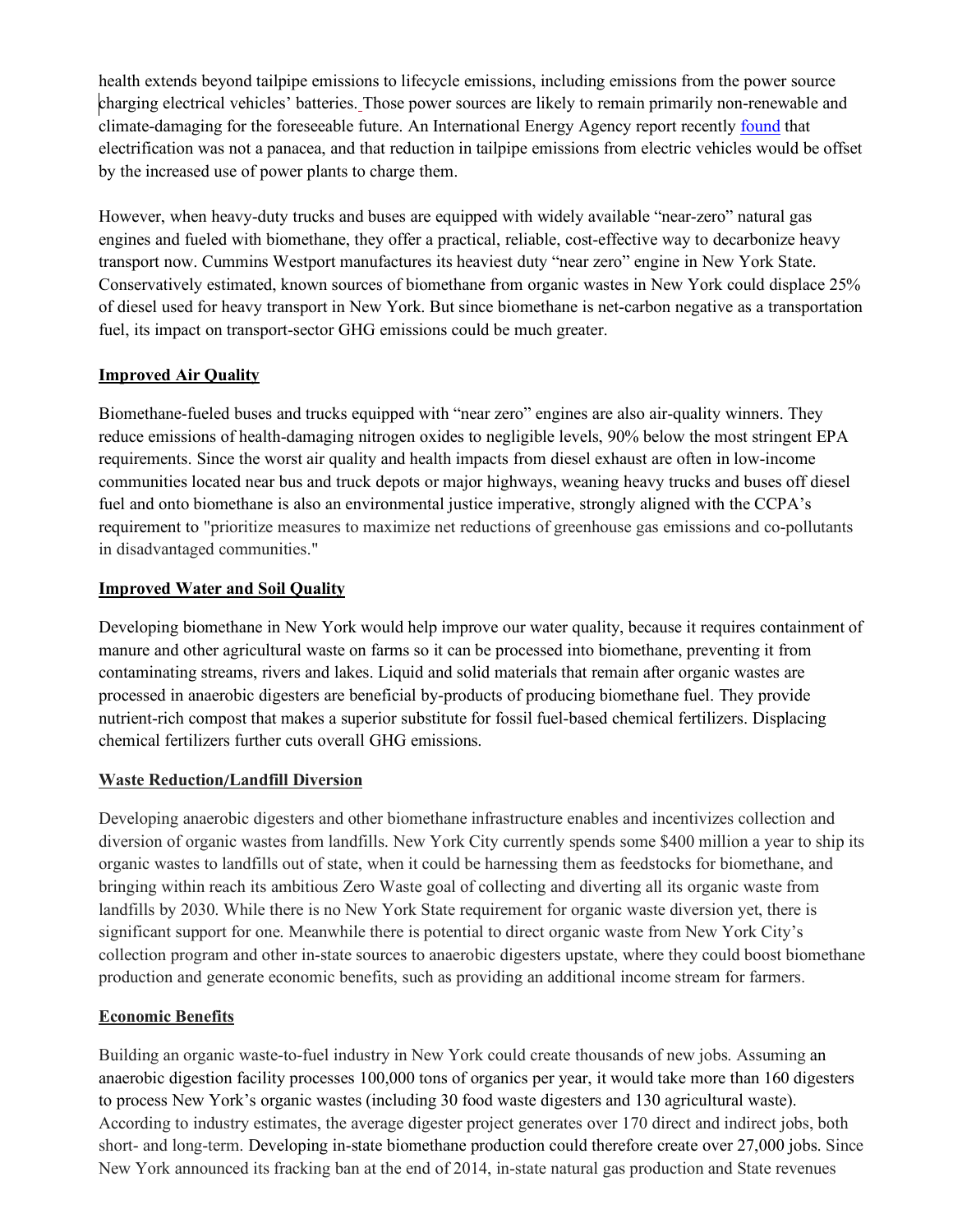health extends beyond tailpipe emissions to lifecycle emissions, including emissions from the power source charging electrical vehicles' batteries. Those power sources are likely to remain primarily non-renewable and climate-damaging for the foreseeable future. An International Energy Agency report recently found that electrification was not a panacea, and that reduction in tailpipe emissions from electric vehicles would be offset by the increased use of power plants to charge them.

However, when heavy-duty trucks and buses are equipped with widely available "near-zero" natural gas engines and fueled with biomethane, they offer a practical, reliable, cost-effective way to decarbonize heavy transport now. Cummins Westport manufactures its heaviest duty "near zero" engine in New York State. Conservatively estimated, known sources of biomethane from organic wastes in New York could displace 25% of diesel used for heavy transport in New York. But since biomethane is net-carbon negative as a transportation fuel, its impact on transport-sector GHG emissions could be much greater.

**Improved Air Quality**

Biomethane-fueled buses and trucks equipped with "near zero" engines are also air-quality winners. They reduce emissions of health-damaging nitrogen oxides to negligible levels, 90% below the most stringent EPA requirements. Since the worst air quality and health impacts from diesel exhaust are often in low-income communities located near bus and truck depots or major highways, weaning heavy trucks and buses off diesel fuel and onto biomethane is also an environmental justice imperative, strongly aligned with the CCPA's requirement to "prioritize measures to maximize net reductions of greenhouse gas emissions and co-pollutants in disadvantaged communities."

**Improved Water and Soil Quality**

Developing biomethane in New York would help improve our water quality, because it requires containment of manure and other agricultural waste on farms so it can be processed into biomethane, preventing it from contaminating streams, rivers and lakes. Liquid and solid materials that remain after organic wastes are processed in anaerobic digesters are beneficial by-products of producing biomethane fuel. They provide nutrient-rich compost that makes a superior substitute for fossil fuel-based chemical fertilizers. Displacing chemical fertilizers further cuts overall GHG emissions.

**Waste Reduction/Landfill Diversion**

Developing anaerobic digesters and other biomethane infrastructure enables and incentivizes collection and diversion of organic wastes from landfills. New York City currently spends some $400 million a year to ship its organic wastes to landfills out of state, when it could be harnessing them as feedstocks for biomethane, and bringing within reach its ambitious Zero Waste goal of collecting and diverting all its organic waste from landfills by 2030. While there is no New York State requirement for organic waste diversion yet, there is significant support for one. Meanwhile there is potential to direct organic waste from New York City's collection program and other in-state sources to anaerobic digesters upstate, where they could boost biomethane production and generate economic benefits, such as providing an additional income stream for farmers.

**Economic Benefits**

Building an organic waste-to-fuel industry in New York could create thousands of new jobs. Assuming an anaerobic digestion facility processes 100,000 tons of organics per year, it would take more than 160 digesters to process New York's organic wastes (including 30 food waste digesters and 130 agricultural waste). According to industry estimates, the average digester project generates over 170 direct and indirect jobs, both short- and long-term. Developing in-state biomethane production could therefore create over 27,000 jobs. Since New York announced its fracking ban at the end of 2014, in-state natural gas production and State revenues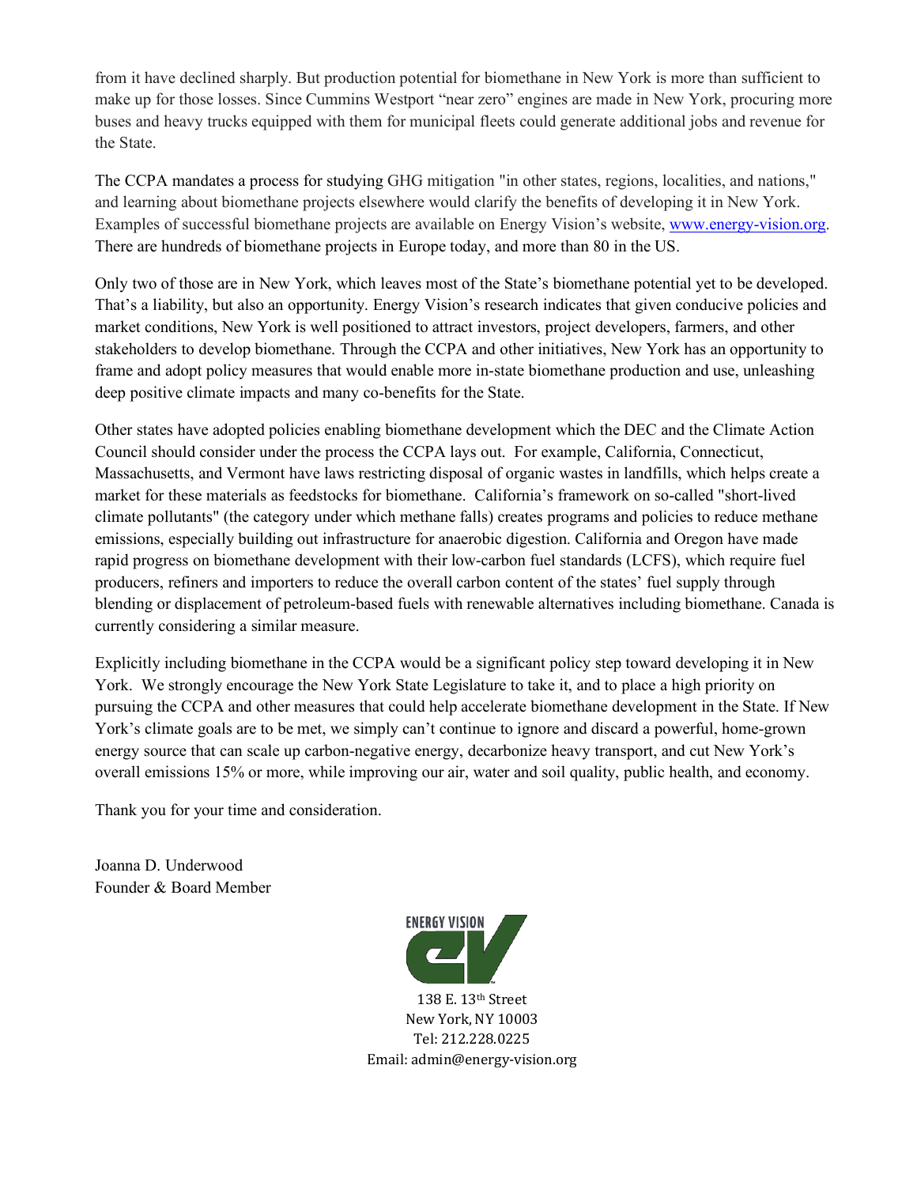from it have declined sharply. But production potential for biomethane in New York is more than sufficient to make up for those losses. Since Cummins Westport "near zero" engines are made in New York, procuring more buses and heavy trucks equipped with them for municipal fleets could generate additional jobs and revenue for the State.

The CCPA mandates a process for studying GHG mitigation "in other states, regions, localities, and nations," and learning about biomethane projects elsewhere would clarify the benefits of developing it in New York. Examples of successful biomethane projects are available on Energy Vision's website, [www.energy-vision.org](http://www.energy-vision.org). There are hundreds of biomethane projects in Europe today, and more than 80 in the US.

Only two of those are in New York, which leaves most of the State's biomethane potential yet to be developed. That's a liability, but also an opportunity. Energy Vision's research indicates that given conducive policies and market conditions, New York is well positioned to attract investors, project developers, farmers, and other stakeholders to develop biomethane. Through the CCPA and other initiatives, New York has an opportunity to frame and adopt policy measures that would enable more in-state biomethane production and use, unleashing deep positive climate impacts and many co-benefits for the State.

Other states have adopted policies enabling biomethane development which the DEC and the Climate Action Council should consider under the process the CCPA lays out. For example, California, Connecticut, Massachusetts, and Vermont have laws restricting disposal of organic wastes in landfills, which helps create a market for these materials as feedstocks for biomethane. California's framework on so-called "short-lived climate pollutants" (the category under which methane falls) creates programs and policies to reduce methane emissions, especially building out infrastructure for anaerobic digestion. California and Oregon have made rapid progress on biomethane development with their low-carbon fuel standards (LCFS), which require fuel producers, refiners and importers to reduce the overall carbon content of the states' fuel supply through blending or displacement of petroleum-based fuels with renewable alternatives including biomethane. Canada is currently considering a similar measure.

Explicitly including biomethane in the CCPA would be a significant policy step toward developing it in New York. We strongly encourage the New York State Legislature to take it, and to place a high priority on pursuing the CCPA and other measures that could help accelerate biomethane development in the State. If New York's climate goals are to be met, we simply can't continue to ignore and discard a powerful, home-grown energy source that can scale up carbon-negative energy, decarbonize heavy transport, and cut New York's overall emissions 15% or more, while improving our air, water and soil quality, public health, and economy.

Thank you for your time and consideration.

Joanna D. Underwood
Founder & Board Member

ENERGY VISION

138 E. 13th Street
New York, NY 10003
Tel: 212.228.0225
Email: admin@energy-vision.org